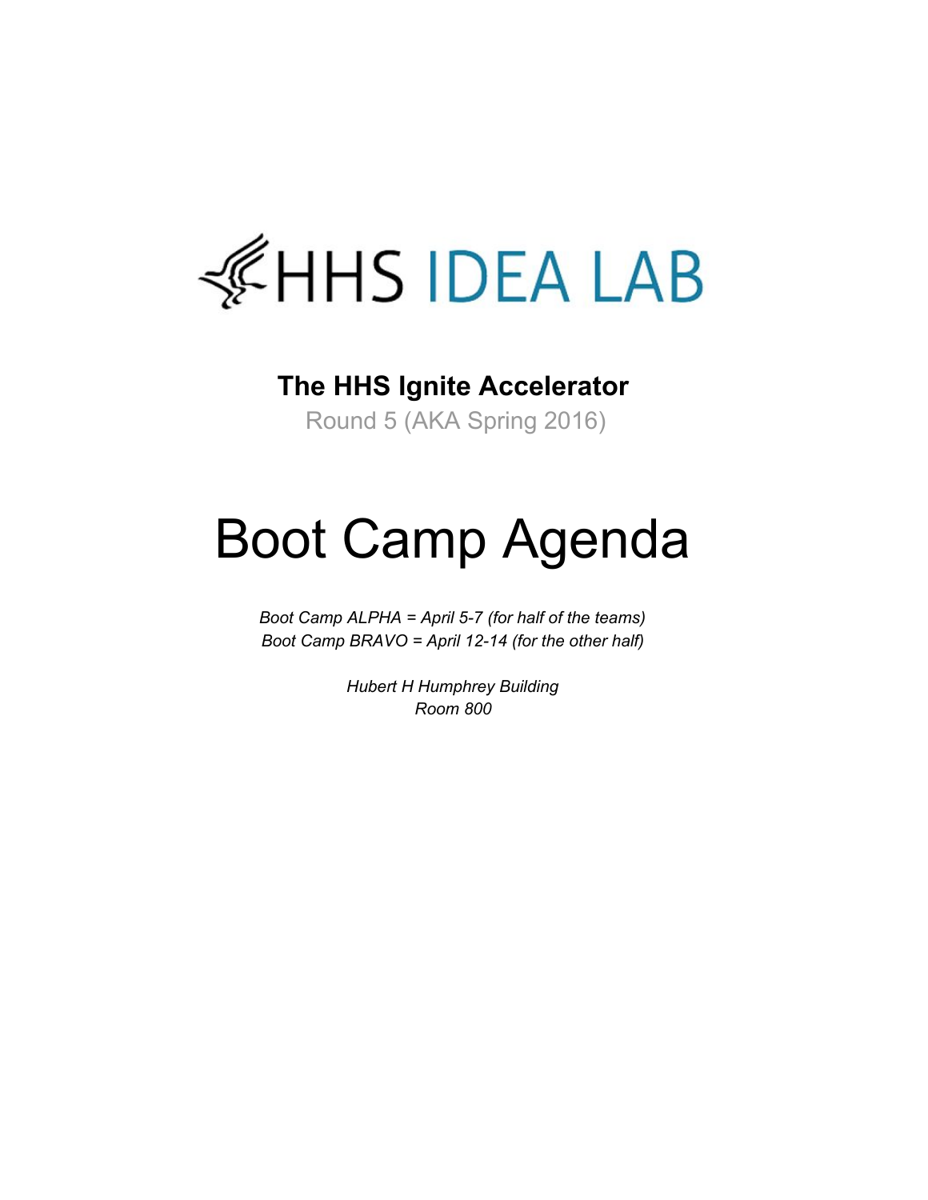HHS IDEA LAB

## The HHS Ignite Accelerator

Round 5 (AKA Spring 2016)

# Boot Camp Agenda

*Boot Camp ALPHA = April 5-7 (for half of the teams)*
*Boot Camp BRAVO = April 12-14 (for the other half)*

*Hubert H Humphrey Building*
*Room 800*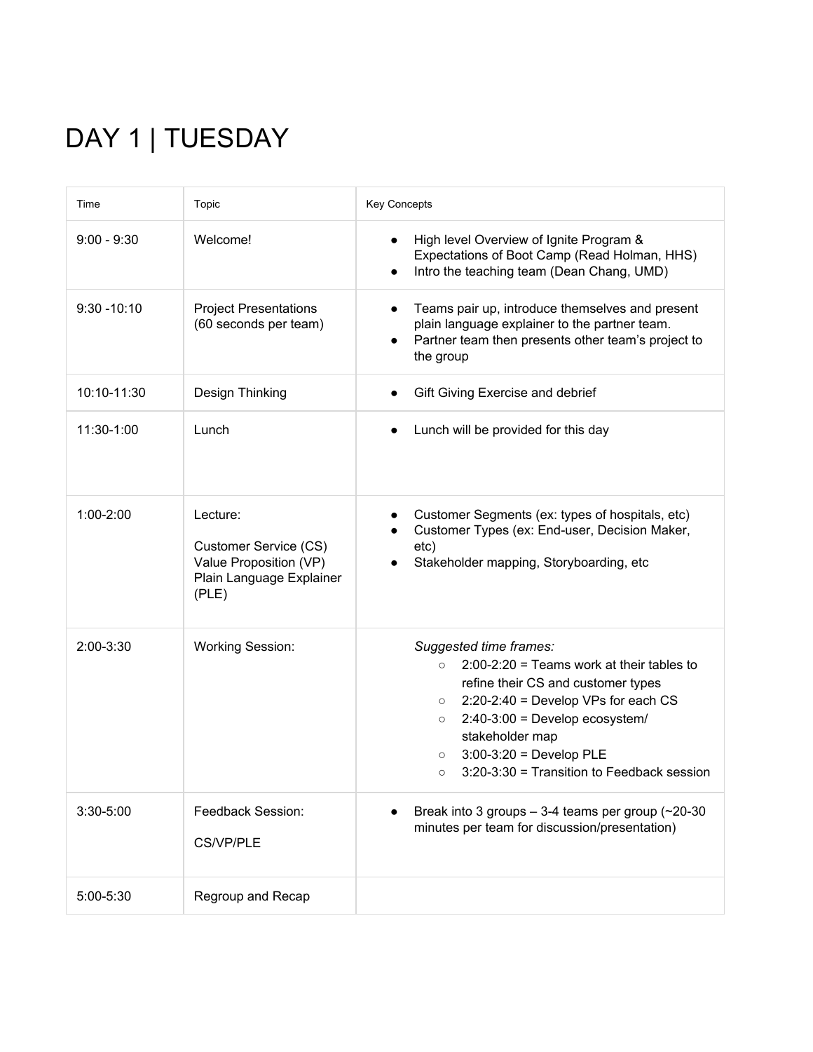# DAY 1 | TUESDAY

| Time | Topic | Key Concepts |
|---|---|---|
| 9:00 - 9:30 | Welcome! | • High level Overview of Ignite Program & Expectations of Boot Camp (Read Holman, HHS)<br>• Intro the teaching team (Dean Chang, UMD) |
| 9:30 -10:10 | Project Presentations (60 seconds per team) | • Teams pair up, introduce themselves and present plain language explainer to the partner team.<br>• Partner team then presents other team's project to the group |
| 10:10-11:30 | Design Thinking | • Gift Giving Exercise and debrief |
| 11:30-1:00 | Lunch | • Lunch will be provided for this day |
| 1:00-2:00 | Lecture:<br><br>Customer Service (CS)<br>Value Proposition (VP)<br>Plain Language Explainer (PLE) | • Customer Segments (ex: types of hospitals, etc)<br>• Customer Types (ex: End-user, Decision Maker, etc)<br>• Stakeholder mapping, Storyboarding, etc |
| 2:00-3:30 | Working Session: | *Suggested time frames:*<br>○ 2:00-2:20 = Teams work at their tables to refine their CS and customer types<br>○ 2:20-2:40 = Develop VPs for each CS<br>○ 2:40-3:00 = Develop ecosystem/ stakeholder map<br>○ 3:00-3:20 = Develop PLE<br>○ 3:20-3:30 = Transition to Feedback session |
| 3:30-5:00 | Feedback Session:<br><br>CS/VP/PLE | • Break into 3 groups – 3-4 teams per group (~20-30 minutes per team for discussion/presentation) |
| 5:00-5:30 | Regroup and Recap | |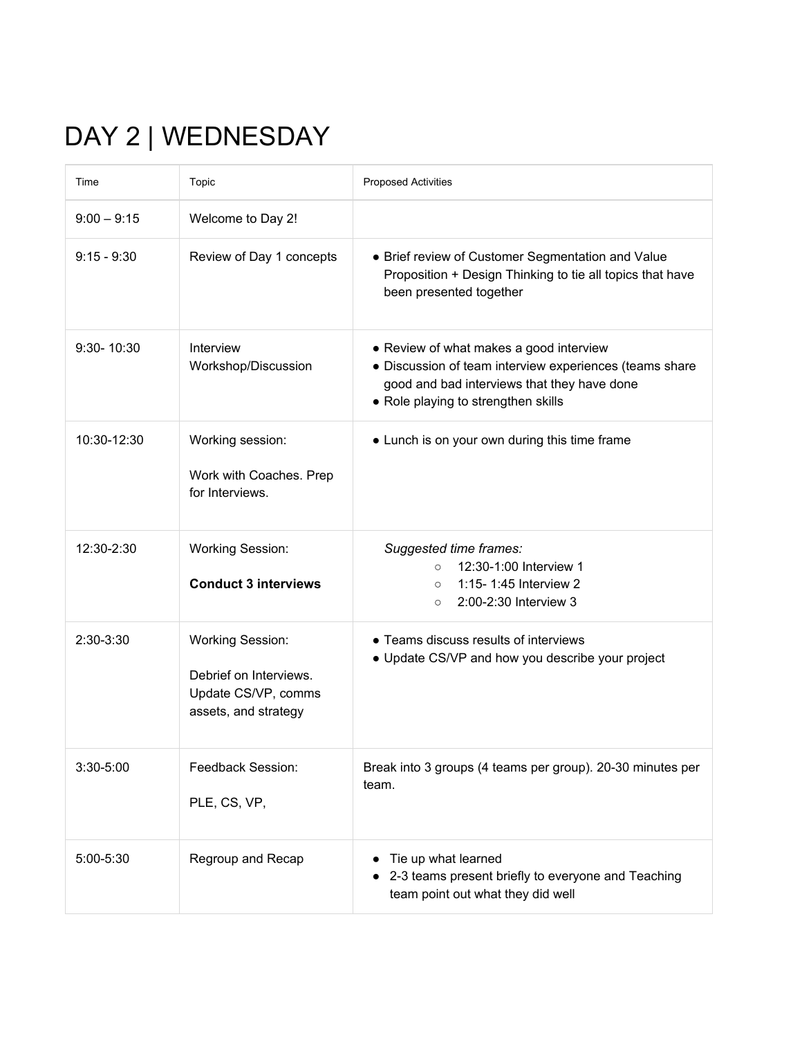# DAY 2 | WEDNESDAY

| Time | Topic | Proposed Activities |
|---|---|---|
| 9:00 – 9:15 | Welcome to Day 2! | |
| 9:15 - 9:30 | Review of Day 1 concepts | • Brief review of Customer Segmentation and Value Proposition + Design Thinking to tie all topics that have been presented together |
| 9:30- 10:30 | Interview Workshop/Discussion | • Review of what makes a good interview<br>• Discussion of team interview experiences (teams share good and bad interviews that they have done<br>• Role playing to strengthen skills |
| 10:30-12:30 | Working session:<br><br>Work with Coaches. Prep for Interviews. | • Lunch is on your own during this time frame |
| 12:30-2:30 | Working Session:<br><br>**Conduct 3 interviews** | *Suggested time frames:*<br>○ 12:30-1:00 Interview 1<br>○ 1:15- 1:45 Interview 2<br>○ 2:00-2:30 Interview 3 |
| 2:30-3:30 | Working Session:<br><br>Debrief on Interviews. Update CS/VP, comms assets, and strategy | • Teams discuss results of interviews<br>• Update CS/VP and how you describe your project |
| 3:30-5:00 | Feedback Session:<br><br>PLE, CS, VP, | Break into 3 groups (4 teams per group). 20-30 minutes per team. |
| 5:00-5:30 | Regroup and Recap | • Tie up what learned<br>• 2-3 teams present briefly to everyone and Teaching team point out what they did well |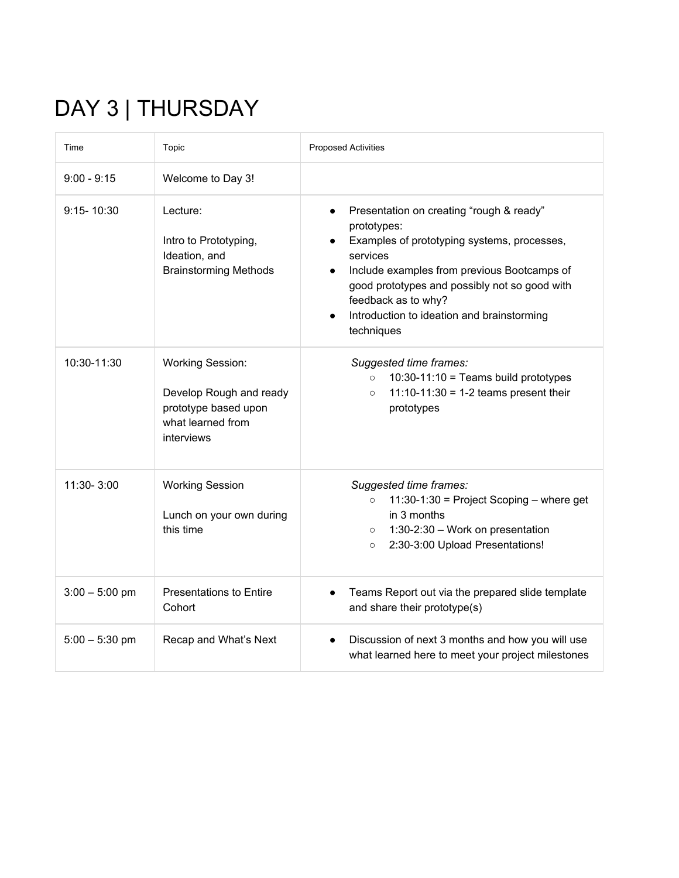# DAY 3 | THURSDAY

| Time | Topic | Proposed Activities |
|---|---|---|
| 9:00 - 9:15 | Welcome to Day 3! | |
| 9:15- 10:30 | Lecture:<br><br>Intro to Prototyping, Ideation, and Brainstorming Methods | • Presentation on creating "rough & ready" prototypes:<br>• Examples of prototyping systems, processes, services<br>• Include examples from previous Bootcamps of good prototypes and possibly not so good with feedback as to why?<br>• Introduction to ideation and brainstorming techniques |
| 10:30-11:30 | Working Session:<br><br>Develop Rough and ready prototype based upon what learned from interviews | *Suggested time frames:*<br>○ 10:30-11:10 = Teams build prototypes<br>○ 11:10-11:30 = 1-2 teams present their prototypes |
| 11:30- 3:00 | Working Session<br><br>Lunch on your own during this time | *Suggested time frames:*<br>○ 11:30-1:30 = Project Scoping – where get in 3 months<br>○ 1:30-2:30 – Work on presentation<br>○ 2:30-3:00 Upload Presentations! |
| 3:00 – 5:00 pm | Presentations to Entire Cohort | • Teams Report out via the prepared slide template and share their prototype(s) |
| 5:00 – 5:30 pm | Recap and What's Next | • Discussion of next 3 months and how you will use what learned here to meet your project milestones |